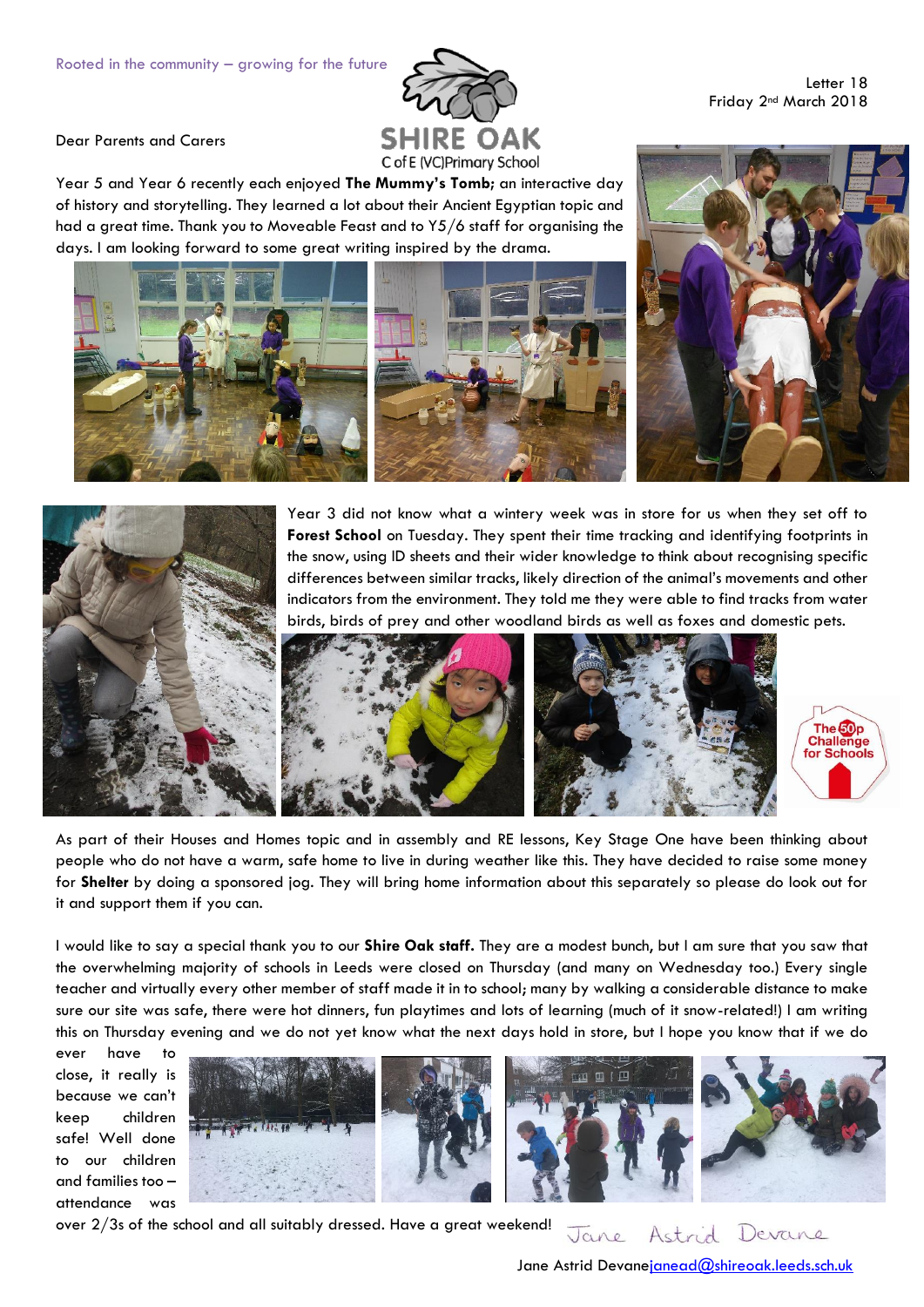Rooted in the community – growing for the future

SHIRE OAK

C of E (VC) Primary School

Letter 18
Friday 2nd March 2018

Dear Parents and Carers

Year 5 and Year 6 recently each enjoyed **The Mummy's Tomb**; an interactive day of history and storytelling. They learned a lot about their Ancient Egyptian topic and had a great time. Thank you to Moveable Feast and to Y5/6 staff for organising the days. I am looking forward to some great writing inspired by the drama.

Year 3 did not know what a wintery week was in store for us when they set off to **Forest School** on Tuesday. They spent their time tracking and identifying footprints in the snow, using ID sheets and their wider knowledge to think about recognising specific differences between similar tracks, likely direction of the animal's movements and other indicators from the environment. They told me they were able to find tracks from water birds, birds of prey and other woodland birds as well as foxes and domestic pets.

The 50p Challenge for Schools

As part of their Houses and Homes topic and in assembly and RE lessons, Key Stage One have been thinking about people who do not have a warm, safe home to live in during weather like this. They have decided to raise some money for **Shelter** by doing a sponsored jog. They will bring home information about this separately so please do look out for it and support them if you can.

I would like to say a special thank you to our **Shire Oak staff.** They are a modest bunch, but I am sure that you saw that the overwhelming majority of schools in Leeds were closed on Thursday (and many on Wednesday too.) Every single teacher and virtually every other member of staff made it in to school; many by walking a considerable distance to make sure our site was safe, there were hot dinners, fun playtimes and lots of learning (much of it snow-related!) I am writing this on Thursday evening and we do not yet know what the next days hold in store, but I hope you know that if we do ever have to close, it really is because we can't keep children safe! Well done to our children and families too – attendance was over 2/3s of the school and all suitably dressed. Have a great weekend!

Jane Astrid Devane

Jane Astrid Devane janead@shireoak.leeds.sch.uk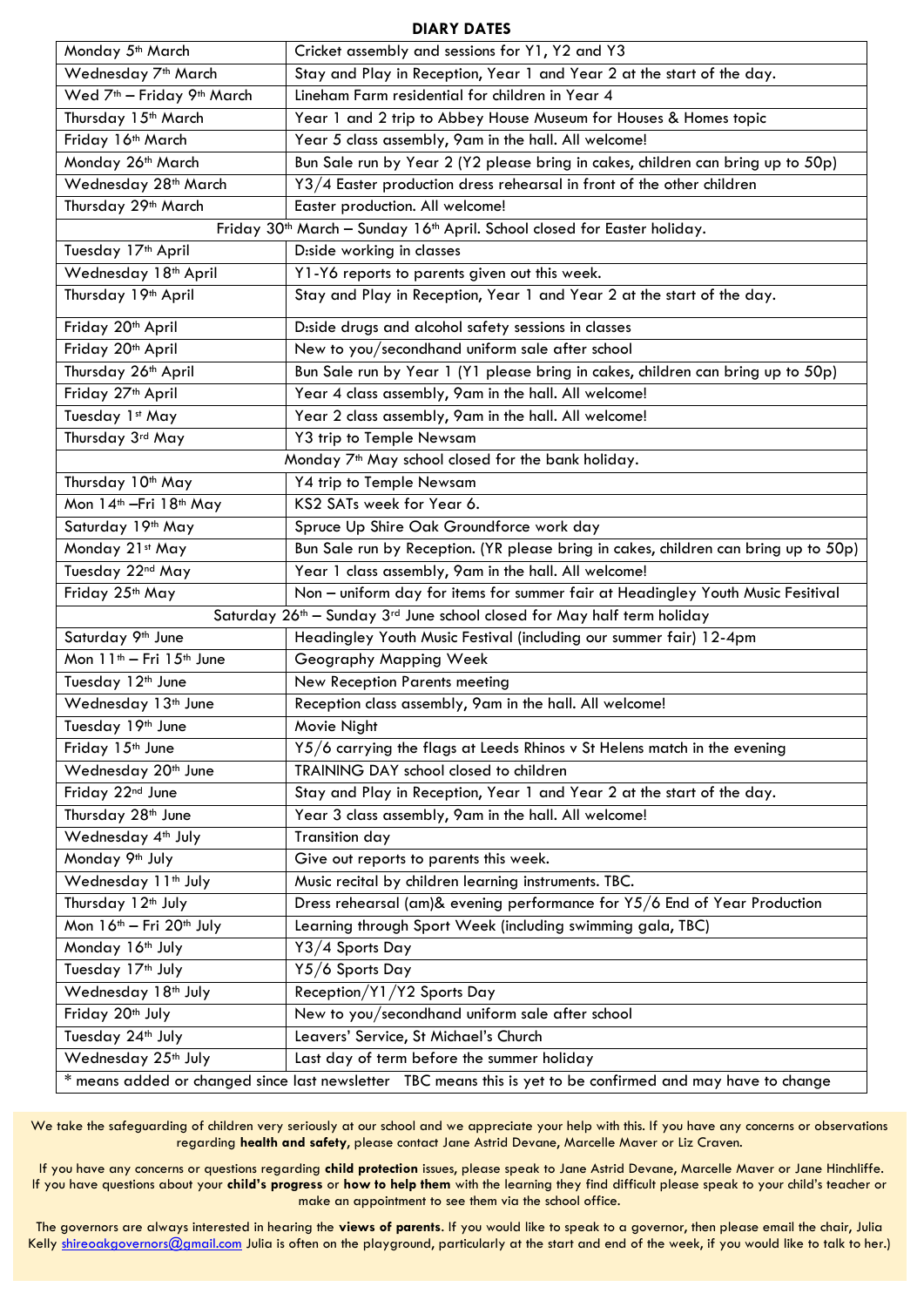## DIARY DATES

| | |
|---|---|
| Monday 5th March | Cricket assembly and sessions for Y1, Y2 and Y3 |
| Wednesday 7th March | Stay and Play in Reception, Year 1 and Year 2 at the start of the day. |
| Wed 7th – Friday 9th March | Lineham Farm residential for children in Year 4 |
| Thursday 15th March | Year 1 and 2 trip to Abbey House Museum for Houses & Homes topic |
| Friday 16th March | Year 5 class assembly, 9am in the hall. All welcome! |
| Monday 26th March | Bun Sale run by Year 2 (Y2 please bring in cakes, children can bring up to 50p) |
| Wednesday 28th March | Y3/4 Easter production dress rehearsal in front of the other children |
| Thursday 29th March | Easter production. All welcome! |
| Friday 30th March – Sunday 16th April. School closed for Easter holiday. | |
| Tuesday 17th April | D:side working in classes |
| Wednesday 18th April | Y1-Y6 reports to parents given out this week. |
| Thursday 19th April | Stay and Play in Reception, Year 1 and Year 2 at the start of the day. |
| Friday 20th April | D:side drugs and alcohol safety sessions in classes |
| Friday 20th April | New to you/secondhand uniform sale after school |
| Thursday 26th April | Bun Sale run by Year 1 (Y1 please bring in cakes, children can bring up to 50p) |
| Friday 27th April | Year 4 class assembly, 9am in the hall. All welcome! |
| Tuesday 1st May | Year 2 class assembly, 9am in the hall. All welcome! |
| Thursday 3rd May | Y3 trip to Temple Newsam |
| Monday 7th May school closed for the bank holiday. | |
| Thursday 10th May | Y4 trip to Temple Newsam |
| Mon 14th –Fri 18th May | KS2 SATs week for Year 6. |
| Saturday 19th May | Spruce Up Shire Oak Groundforce work day |
| Monday 21st May | Bun Sale run by Reception. (YR please bring in cakes, children can bring up to 50p) |
| Tuesday 22nd May | Year 1 class assembly, 9am in the hall. All welcome! |
| Friday 25th May | Non – uniform day for items for summer fair at Headingley Youth Music Fesitival |
| Saturday 26th – Sunday 3rd June school closed for May half term holiday | |
| Saturday 9th June | Headingley Youth Music Festival (including our summer fair) 12-4pm |
| Mon 11th – Fri 15th June | Geography Mapping Week |
| Tuesday 12th June | New Reception Parents meeting |
| Wednesday 13th June | Reception class assembly, 9am in the hall. All welcome! |
| Tuesday 19th June | Movie Night |
| Friday 15th June | Y5/6 carrying the flags at Leeds Rhinos v St Helens match in the evening |
| Wednesday 20th June | TRAINING DAY school closed to children |
| Friday 22nd June | Stay and Play in Reception, Year 1 and Year 2 at the start of the day. |
| Thursday 28th June | Year 3 class assembly, 9am in the hall. All welcome! |
| Wednesday 4th July | Transition day |
| Monday 9th July | Give out reports to parents this week. |
| Wednesday 11th July | Music recital by children learning instruments. TBC. |
| Thursday 12th July | Dress rehearsal (am)& evening performance for Y5/6 End of Year Production |
| Mon 16th – Fri 20th July | Learning through Sport Week (including swimming gala, TBC) |
| Monday 16th July | Y3/4 Sports Day |
| Tuesday 17th July | Y5/6 Sports Day |
| Wednesday 18th July | Reception/Y1/Y2 Sports Day |
| Friday 20th July | New to you/secondhand uniform sale after school |
| Tuesday 24th July | Leavers' Service, St Michael's Church |
| Wednesday 25th July | Last day of term before the summer holiday |
| * means added or changed since last newsletter   TBC means this is yet to be confirmed and may have to change | |

We take the safeguarding of children very seriously at our school and we appreciate your help with this. If you have any concerns or observations regarding **health and safety**, please contact Jane Astrid Devane, Marcelle Maver or Liz Craven.

If you have any concerns or questions regarding **child protection** issues, please speak to Jane Astrid Devane, Marcelle Maver or Jane Hinchliffe. If you have questions about your **child's progress** or **how to help them** with the learning they find difficult please speak to your child's teacher or make an appointment to see them via the school office.

The governors are always interested in hearing the **views of parents**. If you would like to speak to a governor, then please email the chair, Julia Kelly shireoakgovernors@gmail.com Julia is often on the playground, particularly at the start and end of the week, if you would like to talk to her.)